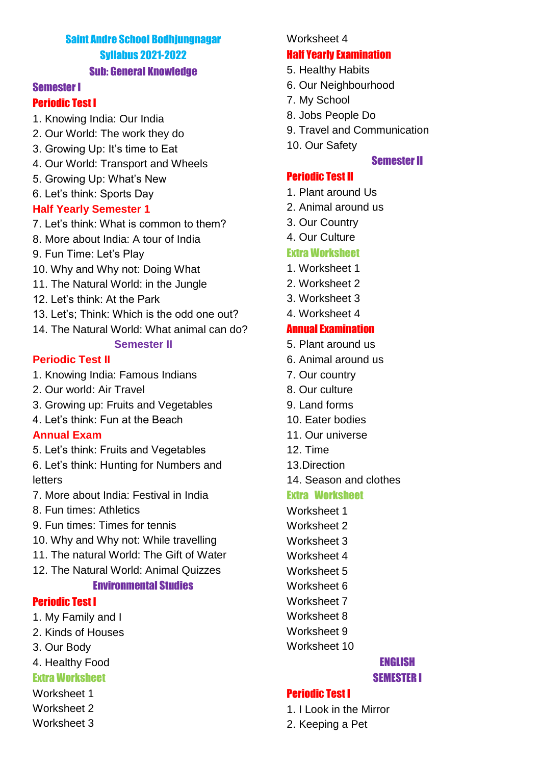# Saint Andre School Bodhjungnagar
## Syllabus 2021-2022
## Sub: General Knowledge

### Semester I

#### Periodic Test I

1. Knowing India: Our India
2. Our World: The work they do
3. Growing Up: It's time to Eat
4. Our World: Transport and Wheels
5. Growing Up: What's New
6. Let's think: Sports Day

#### Half Yearly Semester 1

7. Let's think: What is common to them?
8. More about India: A tour of India
9. Fun Time: Let's Play
10. Why and Why not: Doing What
11. The Natural World: in the Jungle
12. Let's think: At the Park
13. Let's; Think: Which is the odd one out?
14. The Natural World: What animal can do?

### Semester II

#### Periodic Test II

1. Knowing India: Famous Indians
2. Our world: Air Travel
3. Growing up: Fruits and Vegetables
4. Let's think: Fun at the Beach

#### Annual Exam

5. Let's think: Fruits and Vegetables
6. Let's think: Hunting for Numbers and letters
7. More about India: Festival in India
8. Fun times: Athletics
9. Fun times: Times for tennis
10. Why and Why not: While travelling
11. The natural World: The Gift of Water
12. The Natural World: Animal Quizzes

## Environmental Studies

#### Periodic Test I

1. My Family and I
2. Kinds of Houses
3. Our Body
4. Healthy Food

#### Extra Worksheet

Worksheet 1
Worksheet 2
Worksheet 3
Worksheet 4

#### Half Yearly Examination

5. Healthy Habits
6. Our Neighbourhood
7. My School
8. Jobs People Do
9. Travel and Communication
10. Our Safety

### Semester II

#### Periodic Test II

1. Plant around Us
2. Animal around us
3. Our Country
4. Our Culture

#### Extra Worksheet

1. Worksheet 1
2. Worksheet 2
3. Worksheet 3
4. Worksheet 4

#### Annual Examination

5. Plant around us
6. Animal around us
7. Our country
8. Our culture
9. Land forms
10. Eater bodies
11. Our universe
12. Time
13. Direction
14. Season and clothes

#### Extra Worksheet

Worksheet 1
Worksheet 2
Worksheet 3
Worksheet 4
Worksheet 5
Worksheet 6
Worksheet 7
Worksheet 8
Worksheet 9
Worksheet 10

## ENGLISH

### SEMESTER I

#### Periodic Test I

1. I Look in the Mirror
2. Keeping a Pet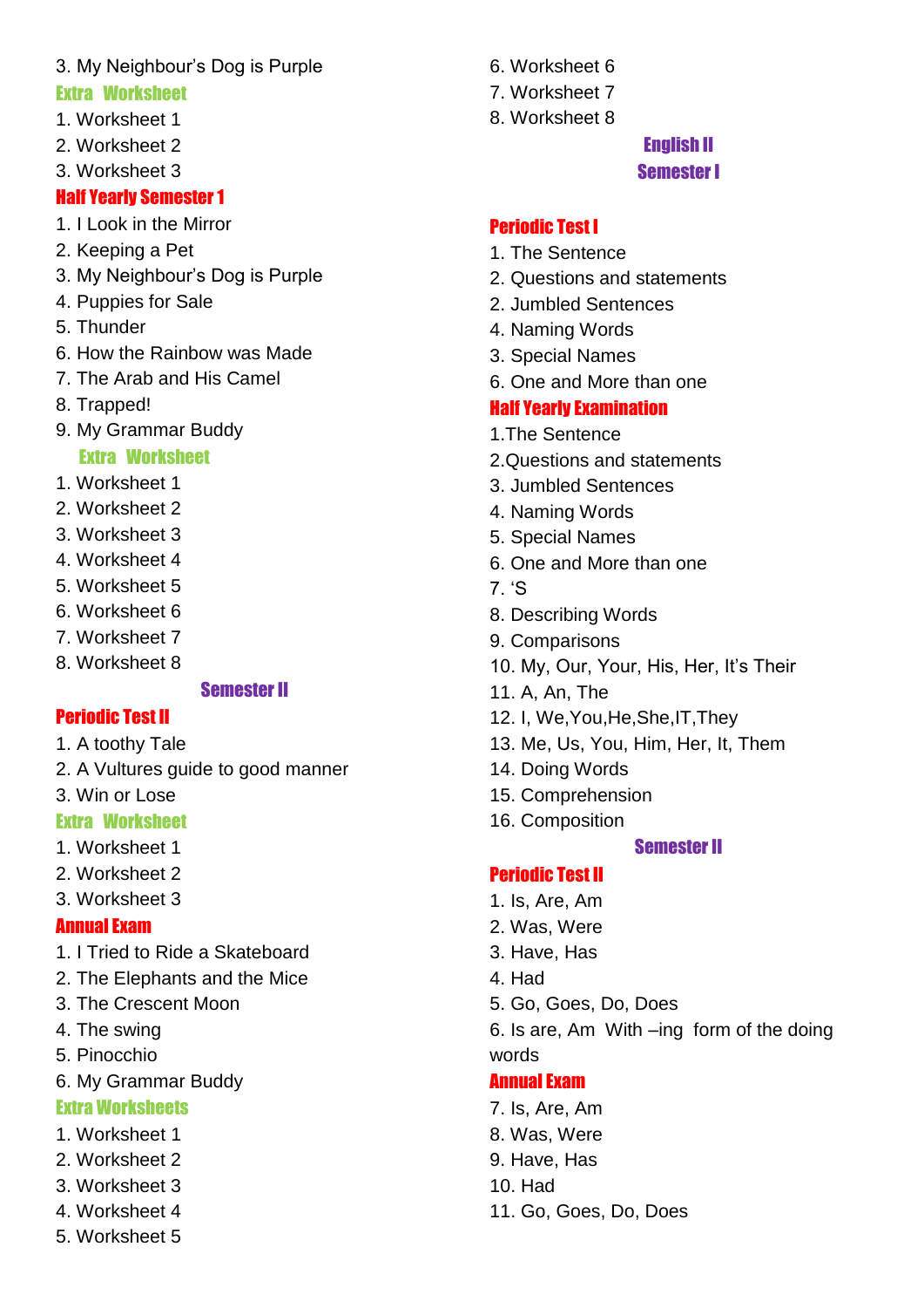3. My Neighbour's Dog is Purple

**Extra Worksheet**

1. Worksheet 1
2. Worksheet 2
3. Worksheet 3

**Half Yearly Semester 1**

1. I Look in the Mirror
2. Keeping a Pet
3. My Neighbour's Dog is Purple
4. Puppies for Sale
5. Thunder
6. How the Rainbow was Made
7. The Arab and His Camel
8. Trapped!
9. My Grammar Buddy

**Extra Worksheet**

1. Worksheet 1
2. Worksheet 2
3. Worksheet 3
4. Worksheet 4
5. Worksheet 5
6. Worksheet 6
7. Worksheet 7
8. Worksheet 8

## Semester II

**Periodic Test II**

1. A toothy Tale
2. A Vultures guide to good manner
3. Win or Lose

**Extra Worksheet**

1. Worksheet 1
2. Worksheet 2
3. Worksheet 3

**Annual Exam**

1. I Tried to Ride a Skateboard
2. The Elephants and the Mice
3. The Crescent Moon
4. The swing
5. Pinocchio
6. My Grammar Buddy

**Extra Worksheets**

1. Worksheet 1
2. Worksheet 2
3. Worksheet 3
4. Worksheet 4
5. Worksheet 5
6. Worksheet 6
7. Worksheet 7
8. Worksheet 8

# English II

## Semester I

**Periodic Test I**

1. The Sentence
2. Questions and statements
2. Jumbled Sentences
4. Naming Words
3. Special Names
6. One and More than one

**Half Yearly Examination**

1.The Sentence
2.Questions and statements
3. Jumbled Sentences
4. Naming Words
5. Special Names
6. One and More than one
7. 'S
8. Describing Words
9. Comparisons
10. My, Our, Your, His, Her, It's Their
11. A, An, The
12. I, We,You,He,She,IT,They
13. Me, Us, You, Him, Her, It, Them
14. Doing Words
15. Comprehension
16. Composition

## Semester II

**Periodic Test II**

1. Is, Are, Am
2. Was, Were
3. Have, Has
4. Had
5. Go, Goes, Do, Does
6. Is are, Am With –ing form of the doing words

**Annual Exam**

7. Is, Are, Am
8. Was, Were
9. Have, Has
10. Had
11. Go, Goes, Do, Does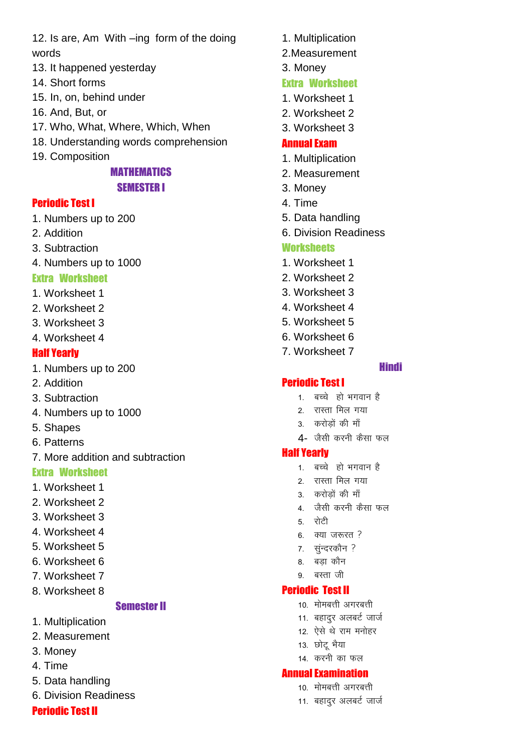12. Is are, Am With –ing form of the doing words
13. It happened yesterday
14. Short forms
15. In, on, behind under
16. And, But, or
17. Who, What, Where, Which, When
18. Understanding words comprehension
19. Composition

## MATHEMATICS

## SEMESTER I

### Periodic Test I

1. Numbers up to 200
2. Addition
3. Subtraction
4. Numbers up to 1000

### Extra Worksheet

1. Worksheet 1
2. Worksheet 2
3. Worksheet 3
4. Worksheet 4

### Half Yearly

1. Numbers up to 200
2. Addition
3. Subtraction
4. Numbers up to 1000
5. Shapes
6. Patterns
7. More addition and subtraction

### Extra Worksheet

1. Worksheet 1
2. Worksheet 2
3. Worksheet 3
4. Worksheet 4
5. Worksheet 5
6. Worksheet 6
7. Worksheet 7
8. Worksheet 8

## Semester II

1. Multiplication
2. Measurement
3. Money
4. Time
5. Data handling
6. Division Readiness

### Periodic Test II

1. Multiplication
2. Measurement
3. Money

### Extra Worksheet

1. Worksheet 1
2. Worksheet 2
3. Worksheet 3

### Annual Exam

1. Multiplication
2. Measurement
3. Money
4. Time
5. Data handling
6. Division Readiness

### Worksheets

1. Worksheet 1
2. Worksheet 2
3. Worksheet 3
4. Worksheet 4
5. Worksheet 5
6. Worksheet 6
7. Worksheet 7

## Hindi

### Periodic Test I

1. बच्चे हो भगवान है
2. रास्ता मिल गया
3. करोड़ों की माँ
4. जैसी करनी कैसा फल

### Half Yearly

1. बच्चे हो भगवान है
2. रास्ता मिल गया
3. करोड़ों की माँ
4. जैसी करनी कैसा फल
5. रोटी
6. क्या जरूरत ?
7. सुंन्दरकौन ?
8. बड़ा कौन
9. बस्ता जी

### Periodic Test II

10. मोमबत्ती अगरबत्ती
11. बहादुर अलबर्ट जार्ज
12. ऐसे थे राम मनोहर
13. छोटू भैया
14. करनी का फल

### Annual Examination

10. मोमबत्ती अगरबत्ती
11. बहादुर अलबर्ट जार्ज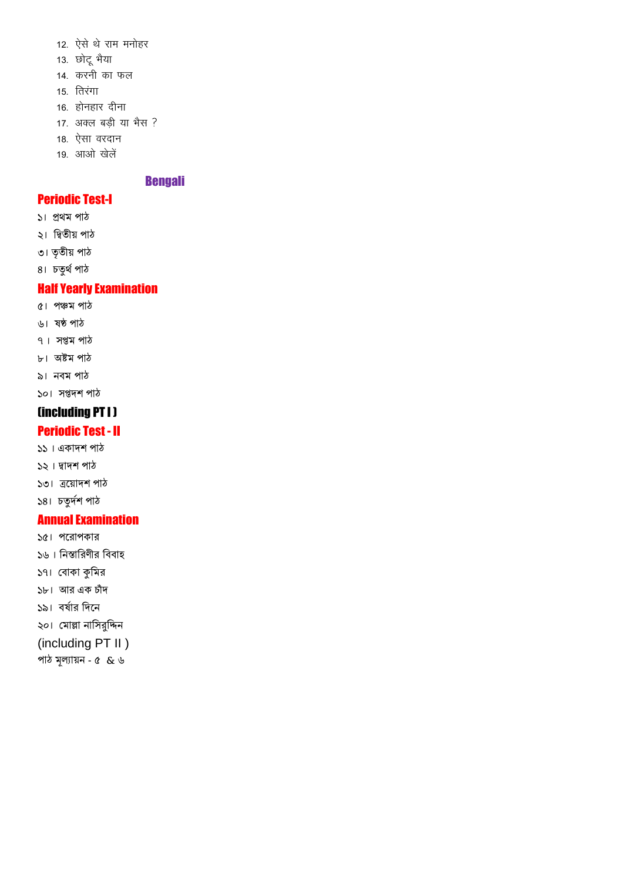12. ऐसे थे राम मनोहर
13. छोटू भैया
14. करनी का फल
15. तिरंगा
16. होनहार दीना
17. अक्ल बड़ी या भैस ?
18. ऐसा वरदान
19. आओ खेलें

## Bengali

### Periodic Test-I

১। প্রথম পাঠ

২। দ্বিতীয় পাঠ

৩। তৃতীয় পাঠ

৪। চতুর্থ পাঠ

### Half Yearly Examination

৫। পঞ্চম পাঠ

৬। ষষ্ঠ পাঠ

৭। সপ্তম পাঠ

৮। অষ্টম পাঠ

৯। নবম পাঠ

১০। সপ্তদশ পাঠ

**(including PT I )**

### Periodic Test - II

১১ । একাদশ পাঠ

১২ । দ্বাদশ পাঠ

১৩। ত্রয়োদশ পাঠ

১৪। চতুর্দশ পাঠ

### Annual Examination

১৫। পরোপকার

১৬ । নিস্তারিণীর বিবাহ

১৭। বোকা কুমির

১৮। আর এক চাঁদ

১৯। বর্ষার দিনে

২০। মোল্লা নাসিরুদ্দিন

(including PT II )

পাঠ মূল্যায়ন - ৫ & ৬